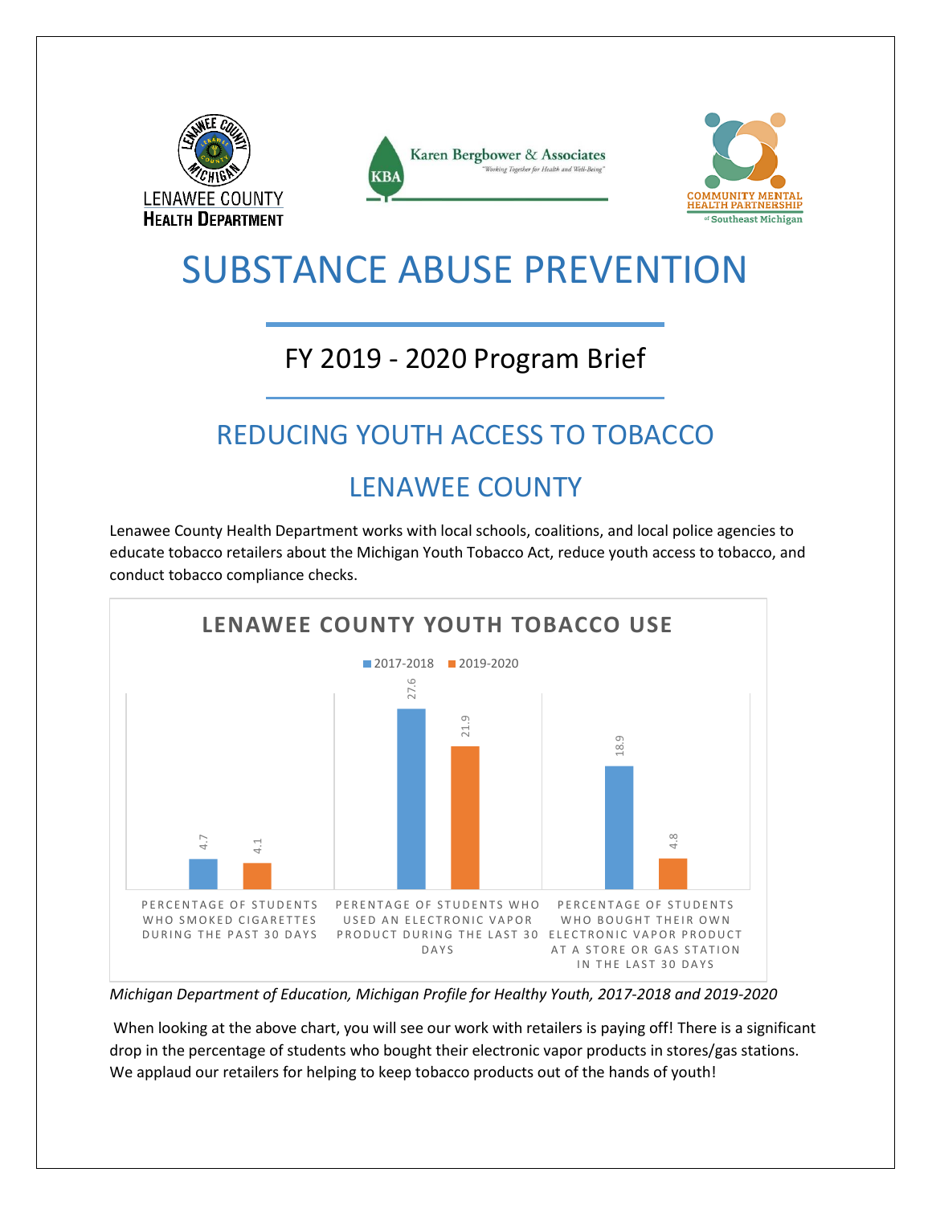LENAWEE COUNTY
HEALTH DEPARTMENT

Karen Bergbower & Associates
"Working Together for Health and Well-Being"

COMMUNITY MENTAL HEALTH PARTNERSHIP of Southeast Michigan

# SUBSTANCE ABUSE PREVENTION

## FY 2019 - 2020 Program Brief

## REDUCING YOUTH ACCESS TO TOBACCO

## LENAWEE COUNTY

Lenawee County Health Department works with local schools, coalitions, and local police agencies to educate tobacco retailers about the Michigan Youth Tobacco Act, reduce youth access to tobacco, and conduct tobacco compliance checks.

**LENAWEE COUNTY YOUTH TOBACCO USE**

| | 2017-2018 | 2019-2020 |
|---|---|---|
| PERCENTAGE OF STUDENTS WHO SMOKED CIGARETTES DURING THE PAST 30 DAYS | 4.7 | 4.1 |
| PERENTAGE OF STUDENTS WHO USED AN ELECTRONIC VAPOR PRODUCT DURING THE LAST 30 DAYS | 27.6 | 21.9 |
| PERCENTAGE OF STUDENTS WHO BOUGHT THEIR OWN ELECTRONIC VAPOR PRODUCT AT A STORE OR GAS STATION IN THE LAST 30 DAYS | 18.9 | 4.8 |

*Michigan Department of Education, Michigan Profile for Healthy Youth, 2017-2018 and 2019-2020*

When looking at the above chart, you will see our work with retailers is paying off! There is a significant drop in the percentage of students who bought their electronic vapor products in stores/gas stations. We applaud our retailers for helping to keep tobacco products out of the hands of youth!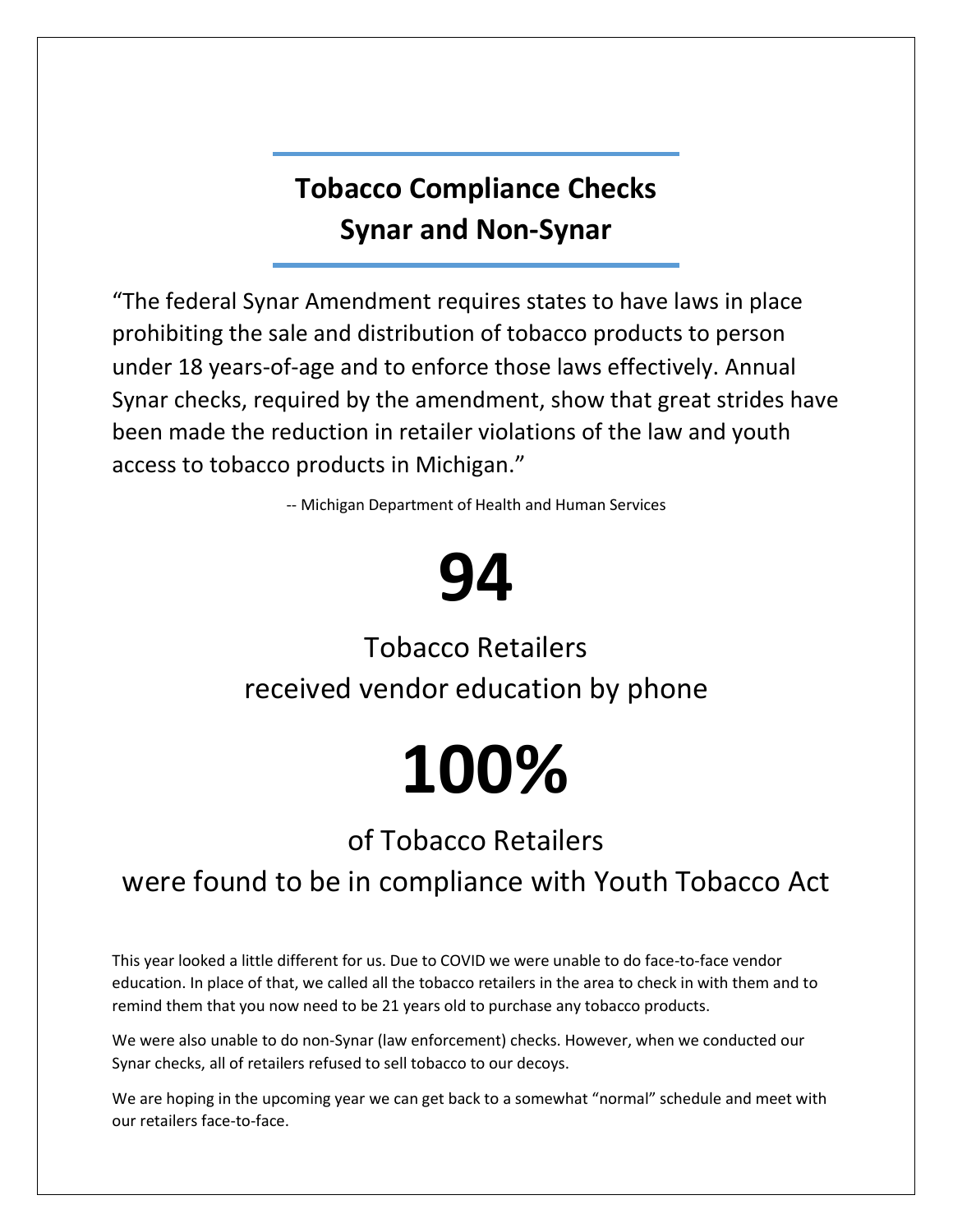## Tobacco Compliance Checks
## Synar and Non-Synar

"The federal Synar Amendment requires states to have laws in place prohibiting the sale and distribution of tobacco products to person under 18 years-of-age and to enforce those laws effectively. Annual Synar checks, required by the amendment, show that great strides have been made the reduction in retailer violations of the law and youth access to tobacco products in Michigan."

-- Michigan Department of Health and Human Services

# 94

Tobacco Retailers
received vendor education by phone

# 100%

of Tobacco Retailers
were found to be in compliance with Youth Tobacco Act

This year looked a little different for us. Due to COVID we were unable to do face-to-face vendor education. In place of that, we called all the tobacco retailers in the area to check in with them and to remind them that you now need to be 21 years old to purchase any tobacco products.

We were also unable to do non-Synar (law enforcement) checks. However, when we conducted our Synar checks, all of retailers refused to sell tobacco to our decoys.

We are hoping in the upcoming year we can get back to a somewhat "normal" schedule and meet with our retailers face-to-face.